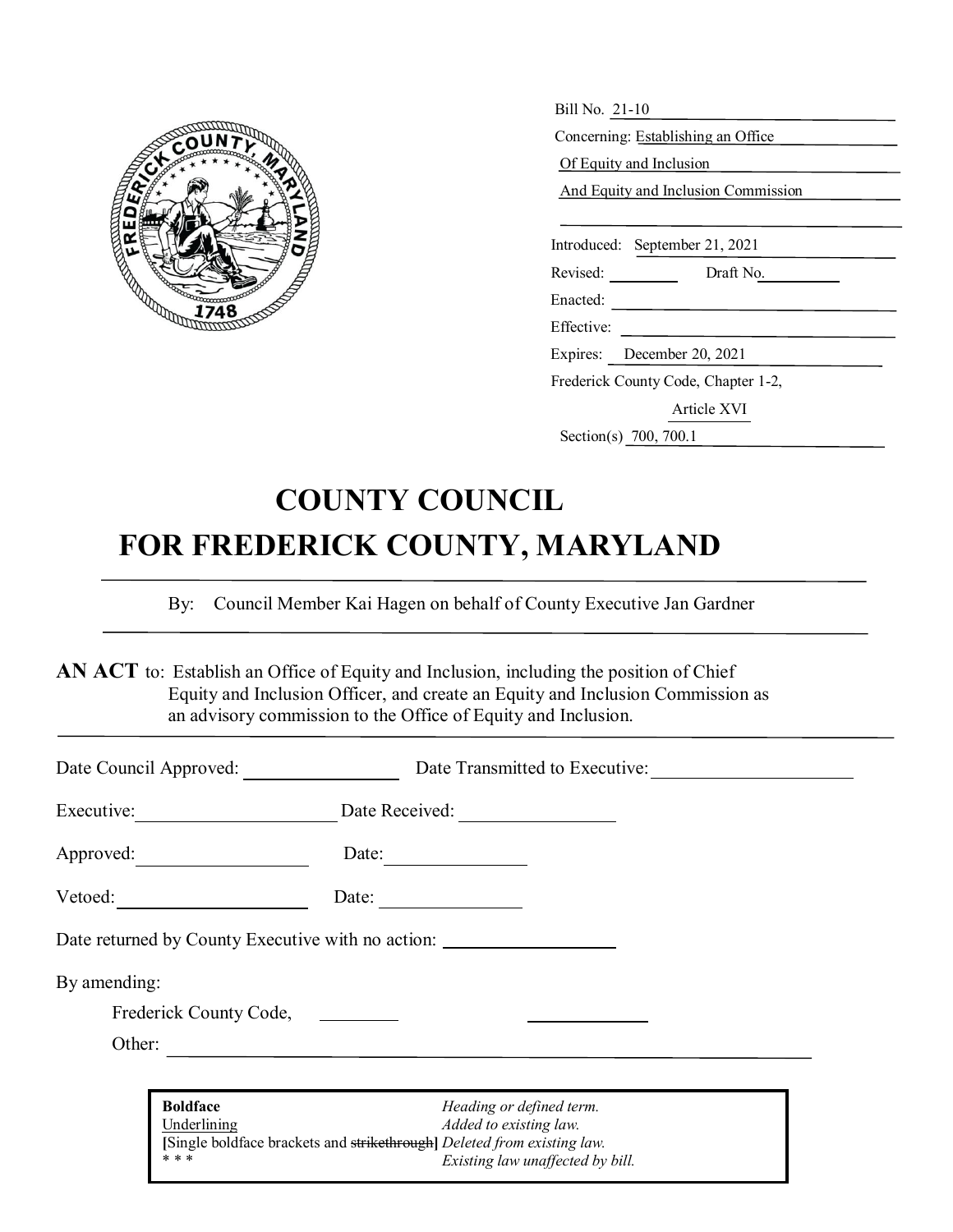Bill No. 21-10

Concerning: Establishing an Office Of Equity and Inclusion And Equity and Inclusion Commission

Introduced: September 21, 2021

Revised: Draft No.

Enacted:

Effective:

Expires: December 20, 2021

Frederick County Code, Chapter 1-2, Article XVI

Section(s) 700, 700.1

# COUNTY COUNCIL
# FOR FREDERICK COUNTY, MARYLAND

By: Council Member Kai Hagen on behalf of County Executive Jan Gardner

**AN ACT** to: Establish an Office of Equity and Inclusion, including the position of Chief Equity and Inclusion Officer, and create an Equity and Inclusion Commission as an advisory commission to the Office of Equity and Inclusion.

Date Council Approved: ____________ Date Transmitted to Executive: ____________

Executive: ____________ Date Received: ____________

Approved: ____________ Date: ____________

Vetoed: ____________ Date: ____________

Date returned by County Executive with no action: ____________

By amending:

Frederick County Code, ________ ________

Other: ____________

| | |
|---|---|
| **Boldface** | *Heading or defined term.* |
| Underlining | *Added to existing law.* |
| **[**Single boldface brackets and ~~strikethrough~~**]** | *Deleted from existing law.* |
| * * * | *Existing law unaffected by bill.* |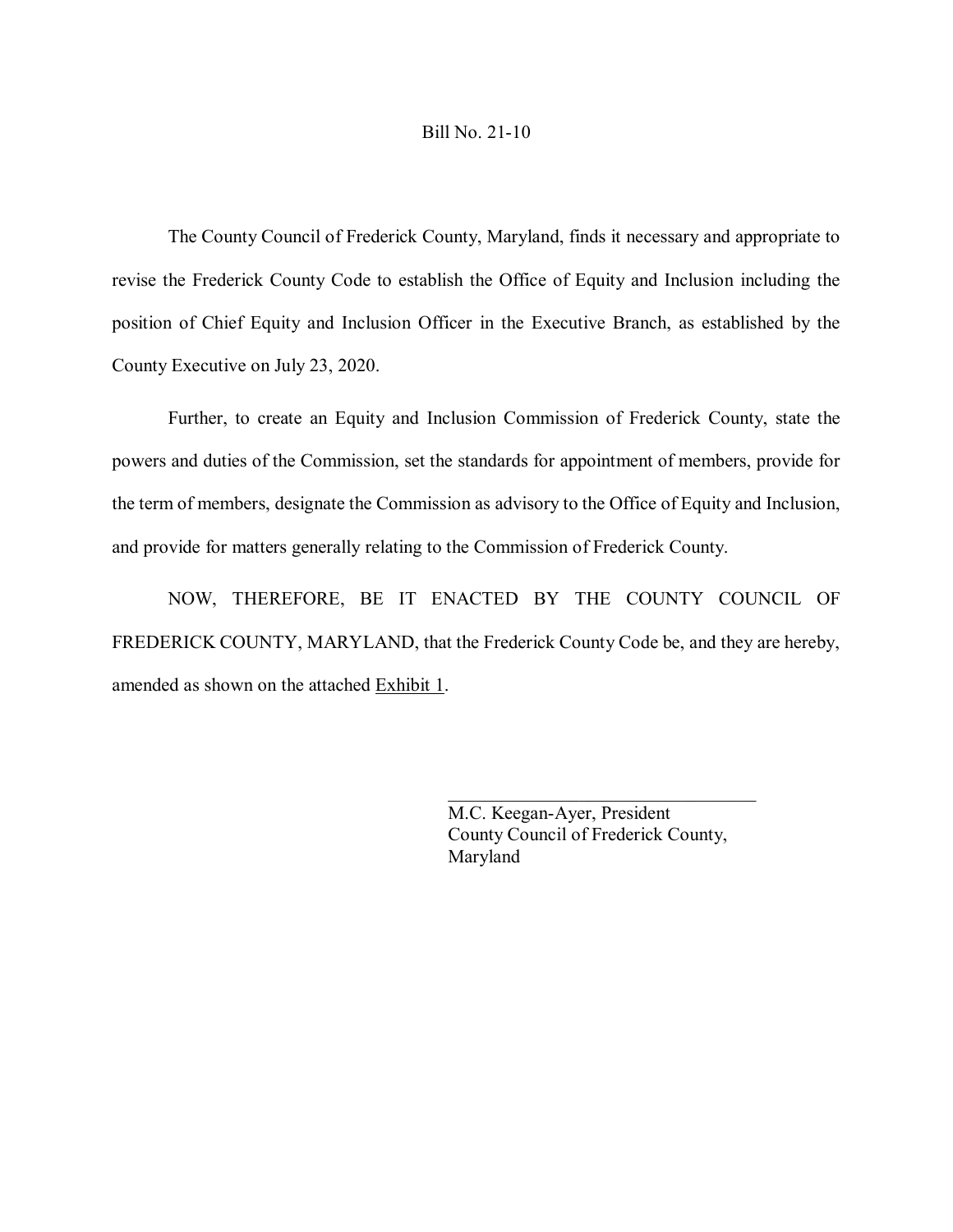Bill No. 21-10

The County Council of Frederick County, Maryland, finds it necessary and appropriate to revise the Frederick County Code to establish the Office of Equity and Inclusion including the position of Chief Equity and Inclusion Officer in the Executive Branch, as established by the County Executive on July 23, 2020.

Further, to create an Equity and Inclusion Commission of Frederick County, state the powers and duties of the Commission, set the standards for appointment of members, provide for the term of members, designate the Commission as advisory to the Office of Equity and Inclusion, and provide for matters generally relating to the Commission of Frederick County.

NOW, THEREFORE, BE IT ENACTED BY THE COUNTY COUNCIL OF FREDERICK COUNTY, MARYLAND, that the Frederick County Code be, and they are hereby, amended as shown on the attached Exhibit 1.

\_\_\_\_\_\_\_\_\_\_\_\_\_\_\_\_\_\_\_\_\_\_\_\_\_\_\_\_\_\_\_\_\_\_

M.C. Keegan-Ayer, President
County Council of Frederick County,
Maryland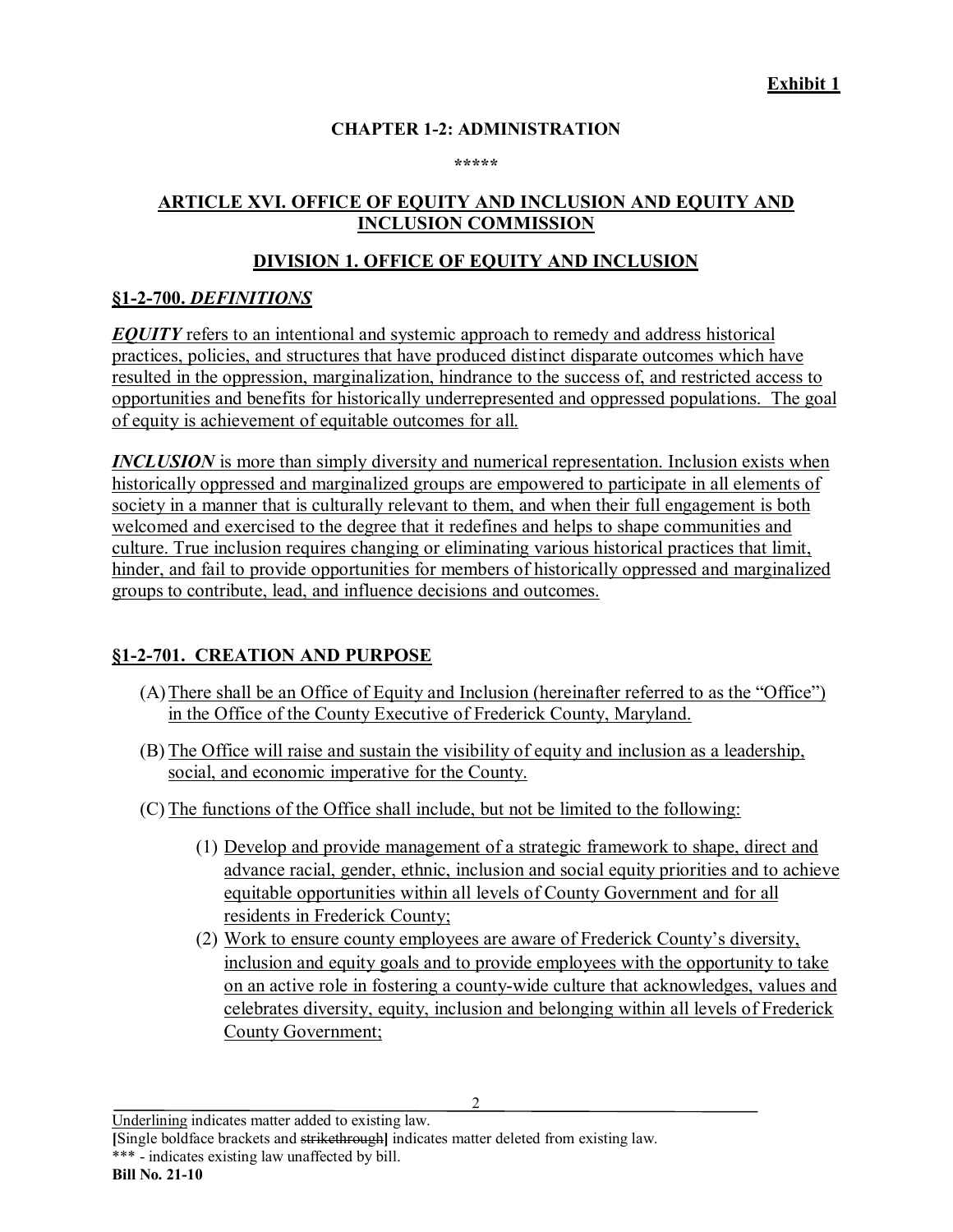**Exhibit 1**

## CHAPTER 1-2: ADMINISTRATION

\*\*\*\*\*

## ARTICLE XVI. OFFICE OF EQUITY AND INCLUSION AND EQUITY AND INCLUSION COMMISSION

## DIVISION 1. OFFICE OF EQUITY AND INCLUSION

### §1-2-700. *DEFINITIONS*

***EQUITY*** refers to an intentional and systemic approach to remedy and address historical practices, policies, and structures that have produced distinct disparate outcomes which have resulted in the oppression, marginalization, hindrance to the success of, and restricted access to opportunities and benefits for historically underrepresented and oppressed populations. The goal of equity is achievement of equitable outcomes for all.

***INCLUSION*** is more than simply diversity and numerical representation. Inclusion exists when historically oppressed and marginalized groups are empowered to participate in all elements of society in a manner that is culturally relevant to them, and when their full engagement is both welcomed and exercised to the degree that it redefines and helps to shape communities and culture. True inclusion requires changing or eliminating various historical practices that limit, hinder, and fail to provide opportunities for members of historically oppressed and marginalized groups to contribute, lead, and influence decisions and outcomes.

### §1-2-701. CREATION AND PURPOSE

(A) There shall be an Office of Equity and Inclusion (hereinafter referred to as the "Office") in the Office of the County Executive of Frederick County, Maryland.

(B) The Office will raise and sustain the visibility of equity and inclusion as a leadership, social, and economic imperative for the County.

(C) The functions of the Office shall include, but not be limited to the following:

> (1) Develop and provide management of a strategic framework to shape, direct and advance racial, gender, ethnic, inclusion and social equity priorities and to achieve equitable opportunities within all levels of County Government and for all residents in Frederick County;
>
> (2) Work to ensure county employees are aware of Frederick County's diversity, inclusion and equity goals and to provide employees with the opportunity to take on an active role in fostering a county-wide culture that acknowledges, values and celebrates diversity, equity, inclusion and belonging within all levels of Frederick County Government;

Underlining indicates matter added to existing law.
**[**Single boldface brackets and ~~strikethrough~~**]** indicates matter deleted from existing law.
\*\*\* - indicates existing law unaffected by bill.
**Bill No. 21-10**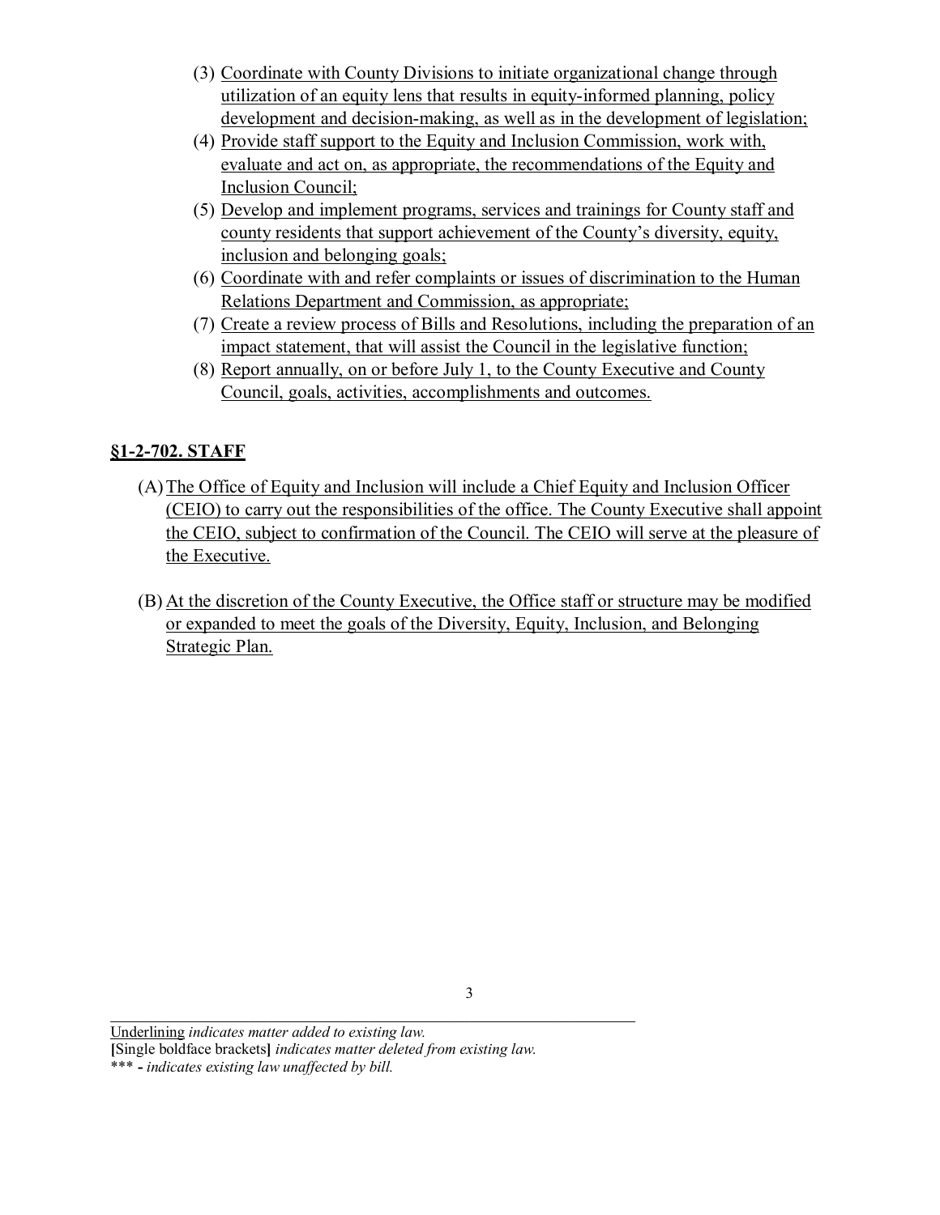(3) Coordinate with County Divisions to initiate organizational change through utilization of an equity lens that results in equity-informed planning, policy development and decision-making, as well as in the development of legislation;

(4) Provide staff support to the Equity and Inclusion Commission, work with, evaluate and act on, as appropriate, the recommendations of the Equity and Inclusion Council;

(5) Develop and implement programs, services and trainings for County staff and county residents that support achievement of the County's diversity, equity, inclusion and belonging goals;

(6) Coordinate with and refer complaints or issues of discrimination to the Human Relations Department and Commission, as appropriate;

(7) Create a review process of Bills and Resolutions, including the preparation of an impact statement, that will assist the Council in the legislative function;

(8) Report annually, on or before July 1, to the County Executive and County Council, goals, activities, accomplishments and outcomes.

## §1-2-702. STAFF

(A) The Office of Equity and Inclusion will include a Chief Equity and Inclusion Officer (CEIO) to carry out the responsibilities of the office. The County Executive shall appoint the CEIO, subject to confirmation of the Council. The CEIO will serve at the pleasure of the Executive.

(B) At the discretion of the County Executive, the Office staff or structure may be modified or expanded to meet the goals of the Diversity, Equity, Inclusion, and Belonging Strategic Plan.

---

Underlining *indicates matter added to existing law.*
**[**Single boldface brackets**]** *indicates matter deleted from existing law.*
\*\*\* **-** *indicates existing law unaffected by bill.*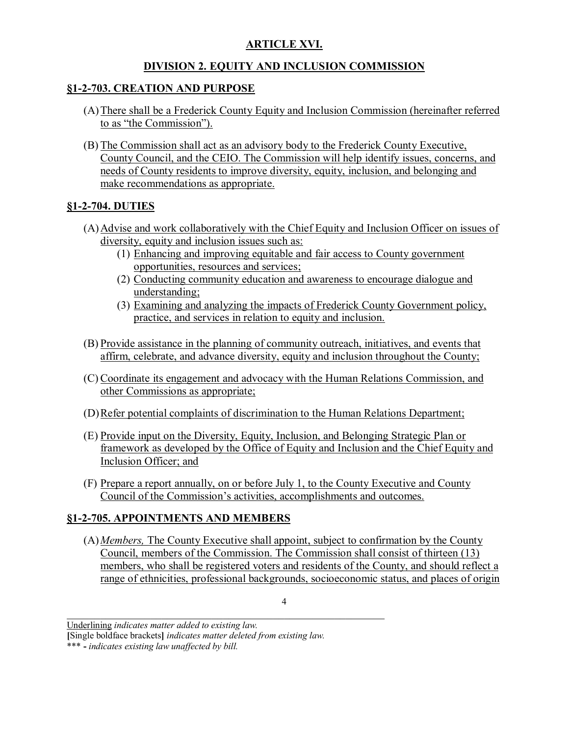## ARTICLE XVI.

## DIVISION 2. EQUITY AND INCLUSION COMMISSION

### §1-2-703. CREATION AND PURPOSE

(A) There shall be a Frederick County Equity and Inclusion Commission (hereinafter referred to as "the Commission").

(B) The Commission shall act as an advisory body to the Frederick County Executive, County Council, and the CEIO. The Commission will help identify issues, concerns, and needs of County residents to improve diversity, equity, inclusion, and belonging and make recommendations as appropriate.

### §1-2-704. DUTIES

(A) Advise and work collaboratively with the Chief Equity and Inclusion Officer on issues of diversity, equity and inclusion issues such as:
   (1) Enhancing and improving equitable and fair access to County government opportunities, resources and services;
   (2) Conducting community education and awareness to encourage dialogue and understanding;
   (3) Examining and analyzing the impacts of Frederick County Government policy, practice, and services in relation to equity and inclusion.

(B) Provide assistance in the planning of community outreach, initiatives, and events that affirm, celebrate, and advance diversity, equity and inclusion throughout the County;

(C) Coordinate its engagement and advocacy with the Human Relations Commission, and other Commissions as appropriate;

(D) Refer potential complaints of discrimination to the Human Relations Department;

(E) Provide input on the Diversity, Equity, Inclusion, and Belonging Strategic Plan or framework as developed by the Office of Equity and Inclusion and the Chief Equity and Inclusion Officer; and

(F) Prepare a report annually, on or before July 1, to the County Executive and County Council of the Commission's activities, accomplishments and outcomes.

### §1-2-705. APPOINTMENTS AND MEMBERS

(A) *Members,* The County Executive shall appoint, subject to confirmation by the County Council, members of the Commission. The Commission shall consist of thirteen (13) members, who shall be registered voters and residents of the County, and should reflect a range of ethnicities, professional backgrounds, socioeconomic status, and places of origin

Underlining *indicates matter added to existing law.*
**[**Single boldface brackets**]** *indicates matter deleted from existing law.*
\*\*\* **-** *indicates existing law unaffected by bill.*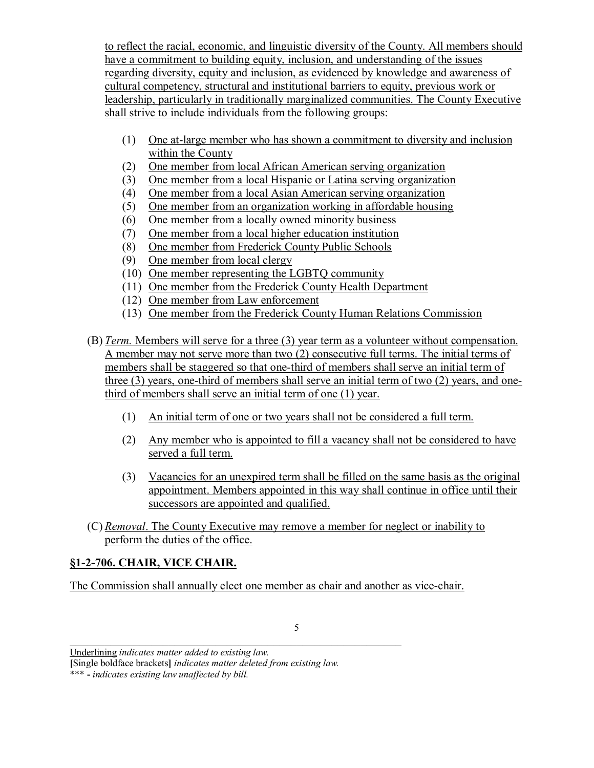to reflect the racial, economic, and linguistic diversity of the County. All members should have a commitment to building equity, inclusion, and understanding of the issues regarding diversity, equity and inclusion, as evidenced by knowledge and awareness of cultural competency, structural and institutional barriers to equity, previous work or leadership, particularly in traditionally marginalized communities. The County Executive shall strive to include individuals from the following groups:

(1) One at-large member who has shown a commitment to diversity and inclusion within the County
(2) One member from local African American serving organization
(3) One member from a local Hispanic or Latina serving organization
(4) One member from a local Asian American serving organization
(5) One member from an organization working in affordable housing
(6) One member from a locally owned minority business
(7) One member from a local higher education institution
(8) One member from Frederick County Public Schools
(9) One member from local clergy
(10) One member representing the LGBTQ community
(11) One member from the Frederick County Health Department
(12) One member from Law enforcement
(13) One member from the Frederick County Human Relations Commission

(B) *Term.* Members will serve for a three (3) year term as a volunteer without compensation. A member may not serve more than two (2) consecutive full terms. The initial terms of members shall be staggered so that one-third of members shall serve an initial term of three (3) years, one-third of members shall serve an initial term of two (2) years, and one-third of members shall serve an initial term of one (1) year.

(1) An initial term of one or two years shall not be considered a full term.

(2) Any member who is appointed to fill a vacancy shall not be considered to have served a full term.

(3) Vacancies for an unexpired term shall be filled on the same basis as the original appointment. Members appointed in this way shall continue in office until their successors are appointed and qualified.

(C) *Removal*. The County Executive may remove a member for neglect or inability to perform the duties of the office.

**§1-2-706. CHAIR, VICE CHAIR.**

The Commission shall annually elect one member as chair and another as vice-chair.

Underlining *indicates matter added to existing law.*
**[**Single boldface brackets**]** *indicates matter deleted from existing law.*
*** **-** *indicates existing law unaffected by bill.*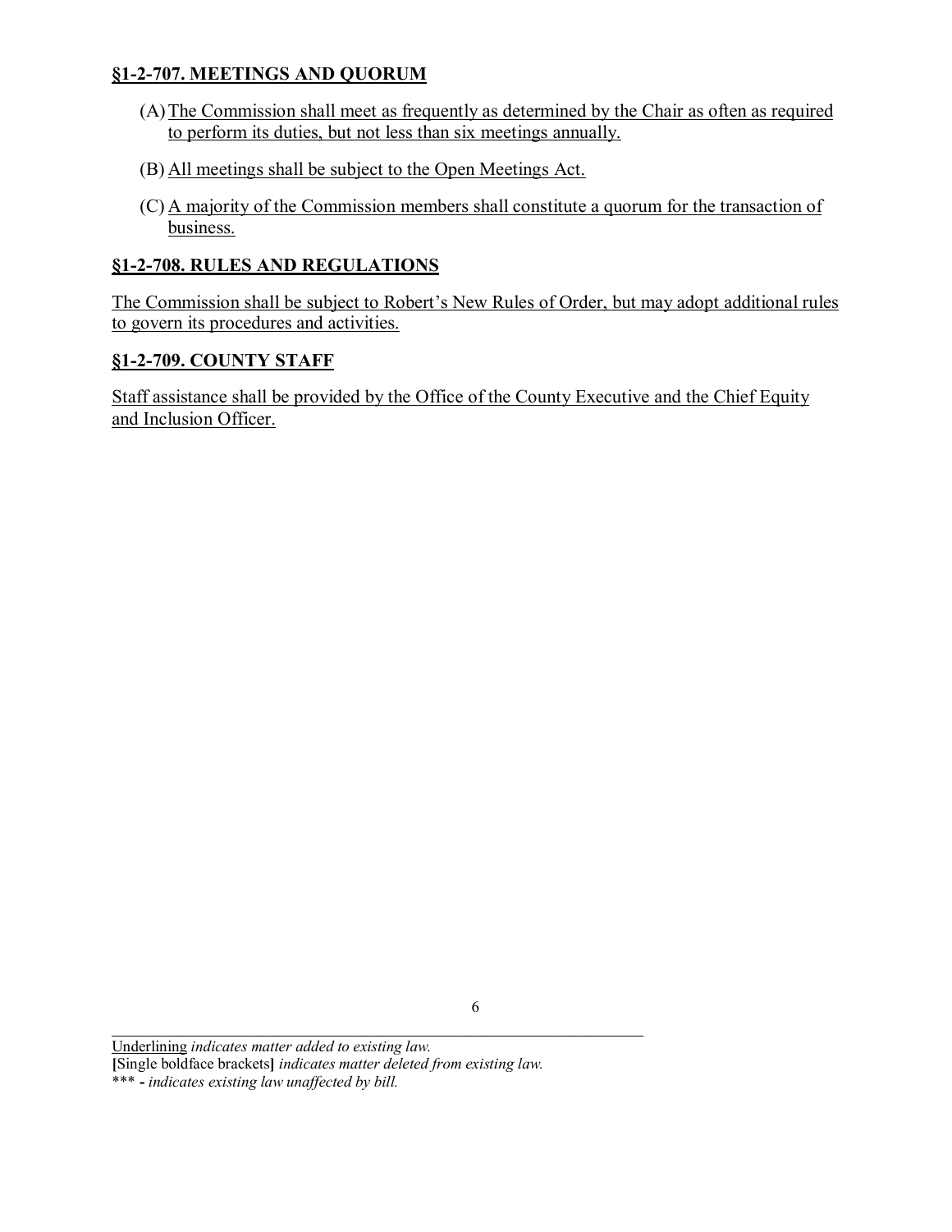**§1-2-707. MEETINGS AND QUORUM**

(A) The Commission shall meet as frequently as determined by the Chair as often as required to perform its duties, but not less than six meetings annually.

(B) All meetings shall be subject to the Open Meetings Act.

(C) A majority of the Commission members shall constitute a quorum for the transaction of business.

**§1-2-708. RULES AND REGULATIONS**

The Commission shall be subject to Robert's New Rules of Order, but may adopt additional rules to govern its procedures and activities.

**§1-2-709. COUNTY STAFF**

Staff assistance shall be provided by the Office of the County Executive and the Chief Equity and Inclusion Officer.